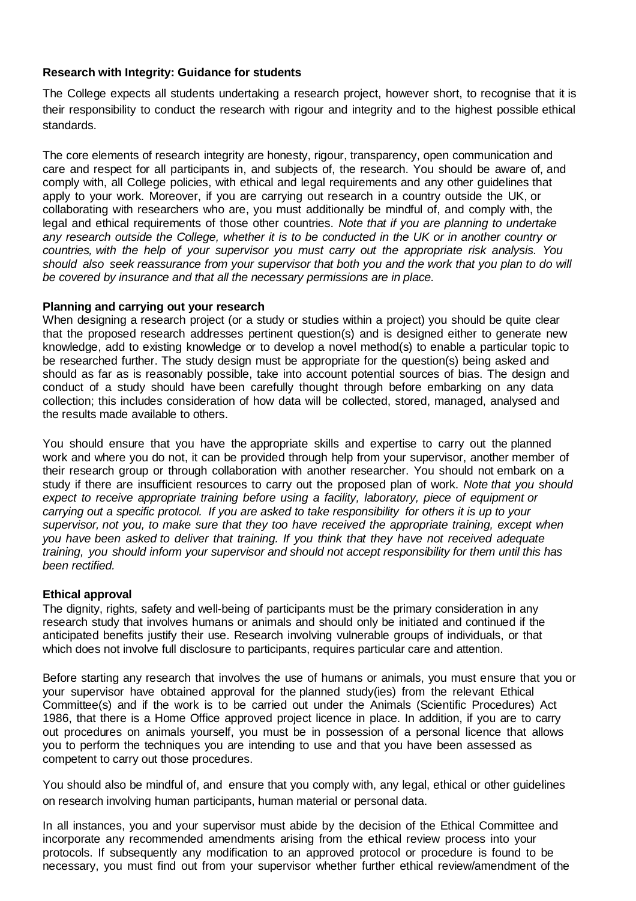**Research with Integrity: Guidance for students**

The College expects all students undertaking a research project, however short, to recognise that it is their responsibility to conduct the research with rigour and integrity and to the highest possible ethical standards.

The core elements of research integrity are honesty, rigour, transparency, open communication and care and respect for all participants in, and subjects of, the research. You should be aware of, and comply with, all College policies, with ethical and legal requirements and any other guidelines that apply to your work. Moreover, if you are carrying out research in a country outside the UK, or collaborating with researchers who are, you must additionally be mindful of, and comply with, the legal and ethical requirements of those other countries. *Note that if you are planning to undertake any research outside the College, whether it is to be conducted in the UK or in another country or countries, with the help of your supervisor you must carry out the appropriate risk analysis. You should also seek reassurance from your supervisor that both you and the work that you plan to do will be covered by insurance and that all the necessary permissions are in place.*

**Planning and carrying out your research**

When designing a research project (or a study or studies within a project) you should be quite clear that the proposed research addresses pertinent question(s) and is designed either to generate new knowledge, add to existing knowledge or to develop a novel method(s) to enable a particular topic to be researched further. The study design must be appropriate for the question(s) being asked and should as far as is reasonably possible, take into account potential sources of bias. The design and conduct of a study should have been carefully thought through before embarking on any data collection; this includes consideration of how data will be collected, stored, managed, analysed and the results made available to others.

You should ensure that you have the appropriate skills and expertise to carry out the planned work and where you do not, it can be provided through help from your supervisor, another member of their research group or through collaboration with another researcher. You should not embark on a study if there are insufficient resources to carry out the proposed plan of work. *Note that you should expect to receive appropriate training before using a facility, laboratory, piece of equipment or carrying out a specific protocol. If you are asked to take responsibility for others it is up to your supervisor, not you, to make sure that they too have received the appropriate training, except when you have been asked to deliver that training. If you think that they have not received adequate training, you should inform your supervisor and should not accept responsibility for them until this has been rectified.*

**Ethical approval**

The dignity, rights, safety and well-being of participants must be the primary consideration in any research study that involves humans or animals and should only be initiated and continued if the anticipated benefits justify their use. Research involving vulnerable groups of individuals, or that which does not involve full disclosure to participants, requires particular care and attention.

Before starting any research that involves the use of humans or animals, you must ensure that you or your supervisor have obtained approval for the planned study(ies) from the relevant Ethical Committee(s) and if the work is to be carried out under the Animals (Scientific Procedures) Act 1986, that there is a Home Office approved project licence in place. In addition, if you are to carry out procedures on animals yourself, you must be in possession of a personal licence that allows you to perform the techniques you are intending to use and that you have been assessed as competent to carry out those procedures.

You should also be mindful of, and ensure that you comply with, any legal, ethical or other guidelines on research involving human participants, human material or personal data.

In all instances, you and your supervisor must abide by the decision of the Ethical Committee and incorporate any recommended amendments arising from the ethical review process into your protocols. If subsequently any modification to an approved protocol or procedure is found to be necessary, you must find out from your supervisor whether further ethical review/amendment of the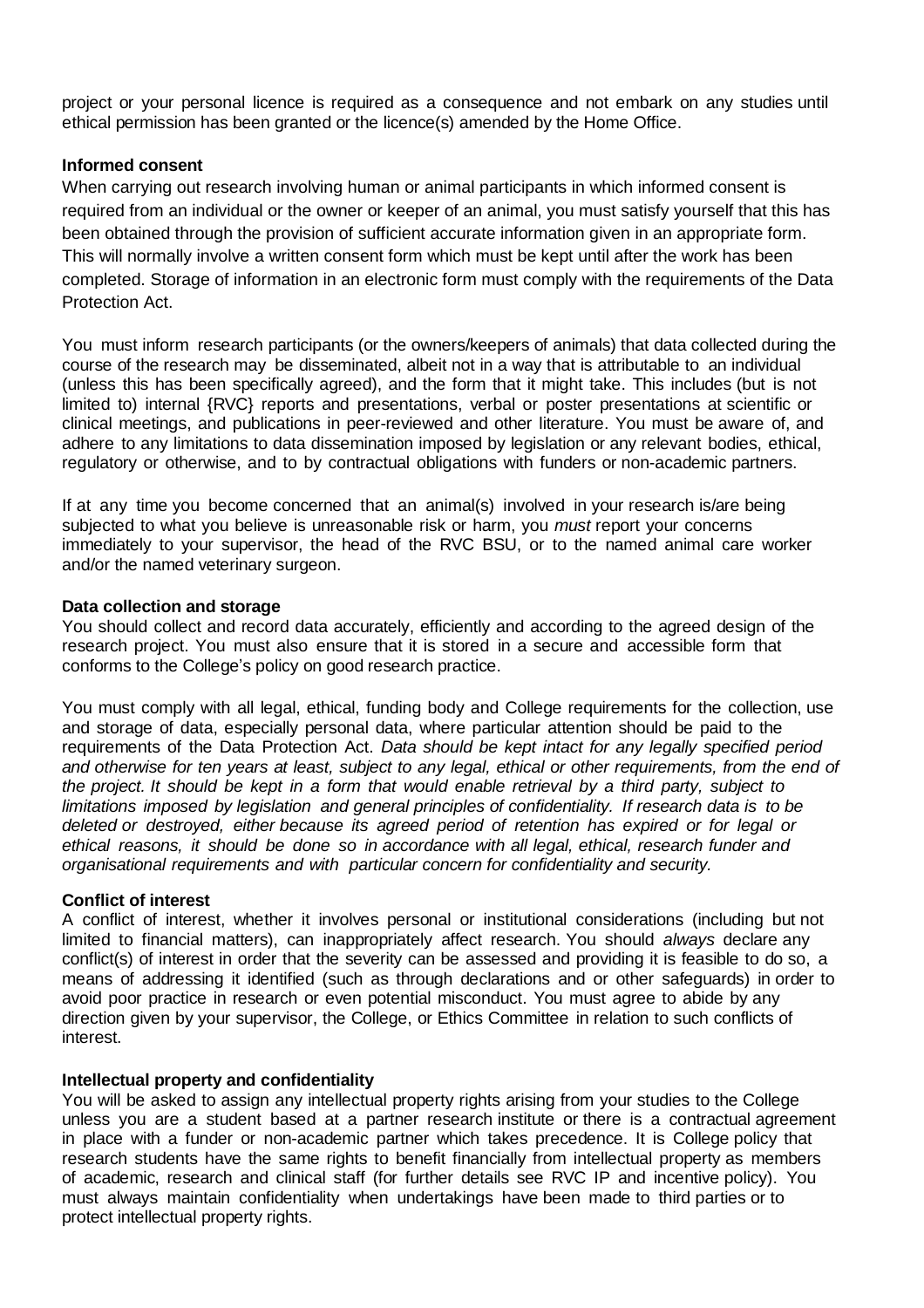project or your personal licence is required as a consequence and not embark on any studies until ethical permission has been granted or the licence(s) amended by the Home Office.

**Informed consent**

When carrying out research involving human or animal participants in which informed consent is required from an individual or the owner or keeper of an animal, you must satisfy yourself that this has been obtained through the provision of sufficient accurate information given in an appropriate form. This will normally involve a written consent form which must be kept until after the work has been completed. Storage of information in an electronic form must comply with the requirements of the Data Protection Act.

You must inform research participants (or the owners/keepers of animals) that data collected during the course of the research may be disseminated, albeit not in a way that is attributable to an individual (unless this has been specifically agreed), and the form that it might take. This includes (but is not limited to) internal {RVC} reports and presentations, verbal or poster presentations at scientific or clinical meetings, and publications in peer-reviewed and other literature. You must be aware of, and adhere to any limitations to data dissemination imposed by legislation or any relevant bodies, ethical, regulatory or otherwise, and to by contractual obligations with funders or non-academic partners.

If at any time you become concerned that an animal(s) involved in your research is/are being subjected to what you believe is unreasonable risk or harm, you *must* report your concerns immediately to your supervisor, the head of the RVC BSU, or to the named animal care worker and/or the named veterinary surgeon.

**Data collection and storage**

You should collect and record data accurately, efficiently and according to the agreed design of the research project. You must also ensure that it is stored in a secure and accessible form that conforms to the College's policy on good research practice.

You must comply with all legal, ethical, funding body and College requirements for the collection, use and storage of data, especially personal data, where particular attention should be paid to the requirements of the Data Protection Act. *Data should be kept intact for any legally specified period and otherwise for ten years at least, subject to any legal, ethical or other requirements, from the end of the project. It should be kept in a form that would enable retrieval by a third party, subject to limitations imposed by legislation and general principles of confidentiality. If research data is to be deleted or destroyed, either because its agreed period of retention has expired or for legal or ethical reasons, it should be done so in accordance with all legal, ethical, research funder and organisational requirements and with particular concern for confidentiality and security.*

**Conflict of interest**

A conflict of interest, whether it involves personal or institutional considerations (including but not limited to financial matters), can inappropriately affect research. You should *always* declare any conflict(s) of interest in order that the severity can be assessed and providing it is feasible to do so, a means of addressing it identified (such as through declarations and or other safeguards) in order to avoid poor practice in research or even potential misconduct. You must agree to abide by any direction given by your supervisor, the College, or Ethics Committee in relation to such conflicts of interest.

**Intellectual property and confidentiality**

You will be asked to assign any intellectual property rights arising from your studies to the College unless you are a student based at a partner research institute or there is a contractual agreement in place with a funder or non-academic partner which takes precedence. It is College policy that research students have the same rights to benefit financially from intellectual property as members of academic, research and clinical staff (for further details see RVC IP and incentive policy). You must always maintain confidentiality when undertakings have been made to third parties or to protect intellectual property rights.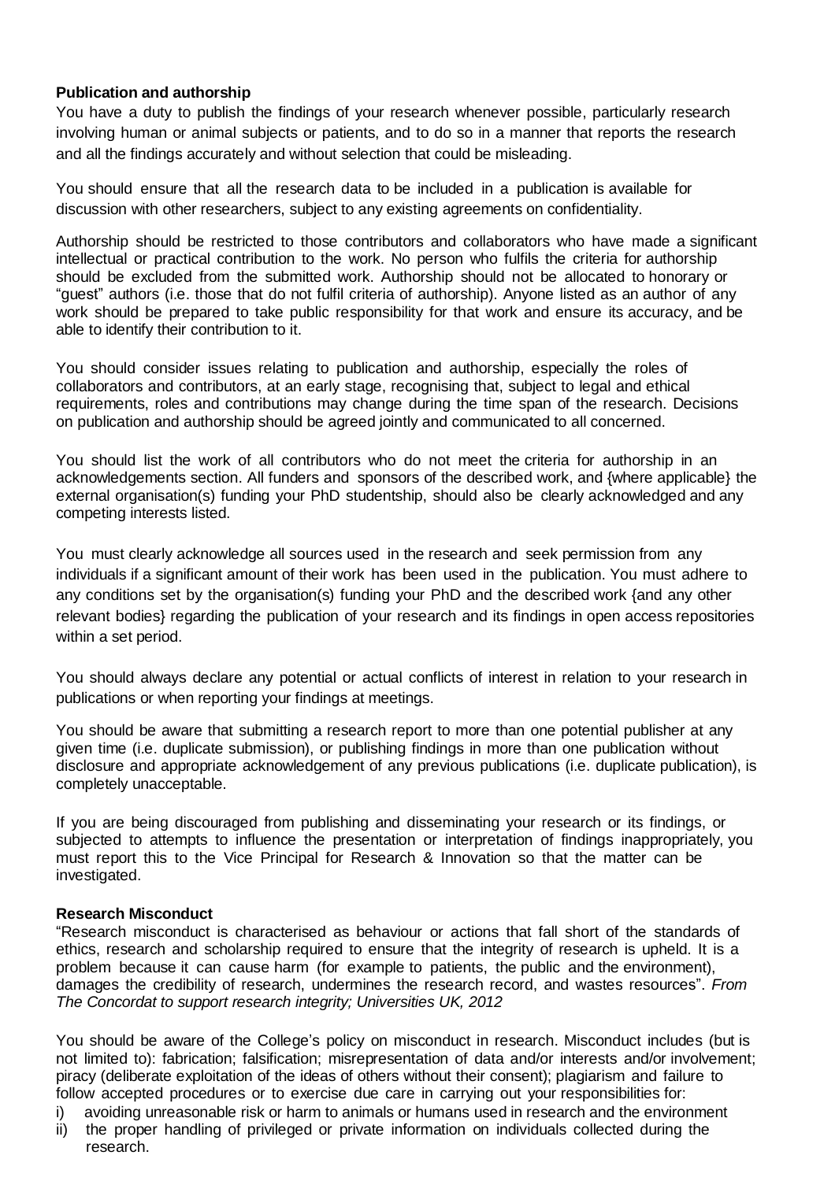**Publication and authorship**

You have a duty to publish the findings of your research whenever possible, particularly research involving human or animal subjects or patients, and to do so in a manner that reports the research and all the findings accurately and without selection that could be misleading.

You should ensure that all the research data to be included in a publication is available for discussion with other researchers, subject to any existing agreements on confidentiality.

Authorship should be restricted to those contributors and collaborators who have made a significant intellectual or practical contribution to the work. No person who fulfils the criteria for authorship should be excluded from the submitted work. Authorship should not be allocated to honorary or "guest" authors (i.e. those that do not fulfil criteria of authorship). Anyone listed as an author of any work should be prepared to take public responsibility for that work and ensure its accuracy, and be able to identify their contribution to it.

You should consider issues relating to publication and authorship, especially the roles of collaborators and contributors, at an early stage, recognising that, subject to legal and ethical requirements, roles and contributions may change during the time span of the research. Decisions on publication and authorship should be agreed jointly and communicated to all concerned.

You should list the work of all contributors who do not meet the criteria for authorship in an acknowledgements section. All funders and sponsors of the described work, and {where applicable} the external organisation(s) funding your PhD studentship, should also be clearly acknowledged and any competing interests listed.

You must clearly acknowledge all sources used in the research and seek permission from any individuals if a significant amount of their work has been used in the publication. You must adhere to any conditions set by the organisation(s) funding your PhD and the described work {and any other relevant bodies} regarding the publication of your research and its findings in open access repositories within a set period.

You should always declare any potential or actual conflicts of interest in relation to your research in publications or when reporting your findings at meetings.

You should be aware that submitting a research report to more than one potential publisher at any given time (i.e. duplicate submission), or publishing findings in more than one publication without disclosure and appropriate acknowledgement of any previous publications (i.e. duplicate publication), is completely unacceptable.

If you are being discouraged from publishing and disseminating your research or its findings, or subjected to attempts to influence the presentation or interpretation of findings inappropriately, you must report this to the Vice Principal for Research & Innovation so that the matter can be investigated.

**Research Misconduct**

"Research misconduct is characterised as behaviour or actions that fall short of the standards of ethics, research and scholarship required to ensure that the integrity of research is upheld. It is a problem because it can cause harm (for example to patients, the public and the environment), damages the credibility of research, undermines the research record, and wastes resources". *From The Concordat to support research integrity; Universities UK, 2012*

You should be aware of the College's policy on misconduct in research. Misconduct includes (but is not limited to): fabrication; falsification; misrepresentation of data and/or interests and/or involvement; piracy (deliberate exploitation of the ideas of others without their consent); plagiarism and failure to follow accepted procedures or to exercise due care in carrying out your responsibilities for:

i) avoiding unreasonable risk or harm to animals or humans used in research and the environment
ii) the proper handling of privileged or private information on individuals collected during the research.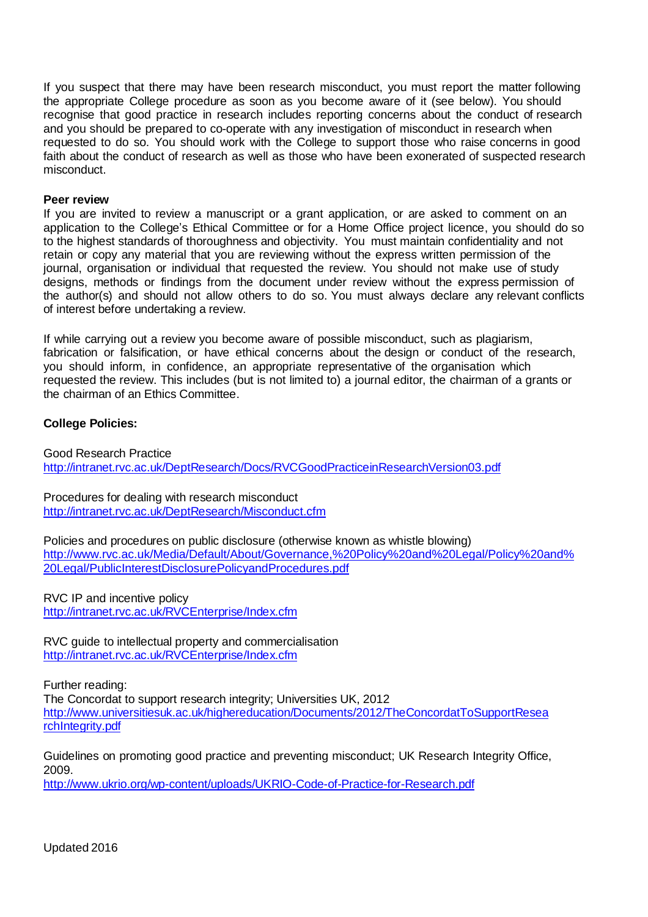If you suspect that there may have been research misconduct, you must report the matter following the appropriate College procedure as soon as you become aware of it (see below). You should recognise that good practice in research includes reporting concerns about the conduct of research and you should be prepared to co-operate with any investigation of misconduct in research when requested to do so. You should work with the College to support those who raise concerns in good faith about the conduct of research as well as those who have been exonerated of suspected research misconduct.

**Peer review**

If you are invited to review a manuscript or a grant application, or are asked to comment on an application to the College's Ethical Committee or for a Home Office project licence, you should do so to the highest standards of thoroughness and objectivity. You must maintain confidentiality and not retain or copy any material that you are reviewing without the express written permission of the journal, organisation or individual that requested the review. You should not make use of study designs, methods or findings from the document under review without the express permission of the author(s) and should not allow others to do so. You must always declare any relevant conflicts of interest before undertaking a review.

If while carrying out a review you become aware of possible misconduct, such as plagiarism, fabrication or falsification, or have ethical concerns about the design or conduct of the research, you should inform, in confidence, an appropriate representative of the organisation which requested the review. This includes (but is not limited to) a journal editor, the chairman of a grants or the chairman of an Ethics Committee.

**College Policies:**

Good Research Practice
http://intranet.rvc.ac.uk/DeptResearch/Docs/RVCGoodPracticeinResearchVersion03.pdf

Procedures for dealing with research misconduct
http://intranet.rvc.ac.uk/DeptResearch/Misconduct.cfm

Policies and procedures on public disclosure (otherwise known as whistle blowing)
http://www.rvc.ac.uk/Media/Default/About/Governance,%20Policy%20and%20Legal/Policy%20and%20Legal/PublicInterestDisclosurePolicyandProcedures.pdf

RVC IP and incentive policy
http://intranet.rvc.ac.uk/RVCEnterprise/Index.cfm

RVC guide to intellectual property and commercialisation
http://intranet.rvc.ac.uk/RVCEnterprise/Index.cfm

Further reading:
The Concordat to support research integrity; Universities UK, 2012
http://www.universitiesuk.ac.uk/highereducation/Documents/2012/TheConcordatToSupportResearchIntegrity.pdf

Guidelines on promoting good practice and preventing misconduct; UK Research Integrity Office, 2009.
http://www.ukrio.org/wp-content/uploads/UKRIO-Code-of-Practice-for-Research.pdf

Updated 2016